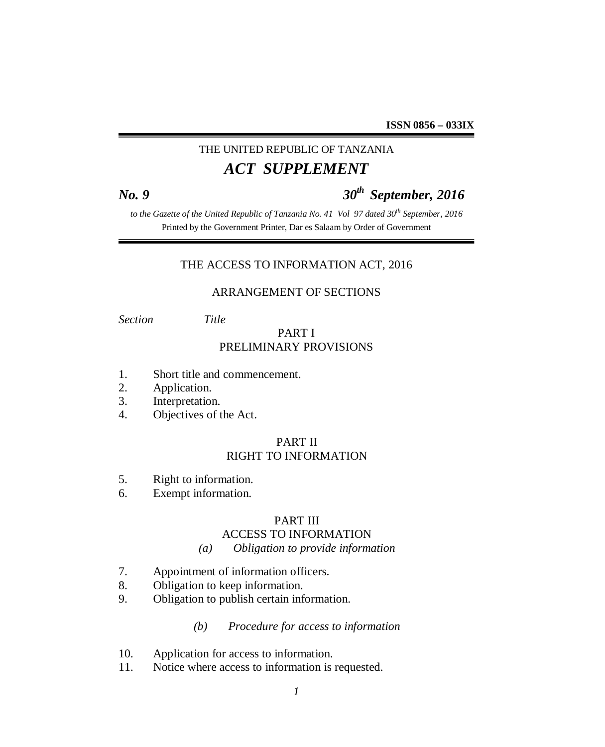**ISSN 0856 – 033IX**

THE UNITED REPUBLIC OF TANZANIA

# *ACT SUPPLEMENT*

***No. 9*** ***30th September, 2016***

*to the Gazette of the United Republic of Tanzania No. 41 Vol 97 dated 30th September, 2016*

Printed by the Government Printer, Dar es Salaam by Order of Government

## THE ACCESS TO INFORMATION ACT, 2016

### ARRANGEMENT OF SECTIONS

*Section* *Title*

#### PART I
#### PRELIMINARY PROVISIONS

1. Short title and commencement.
2. Application.
3. Interpretation.
4. Objectives of the Act.

#### PART II
#### RIGHT TO INFORMATION

5. Right to information.
6. Exempt information.

#### PART III
#### ACCESS TO INFORMATION

*(a) Obligation to provide information*

7. Appointment of information officers.
8. Obligation to keep information.
9. Obligation to publish certain information.

*(b) Procedure for access to information*

10. Application for access to information.
11. Notice where access to information is requested.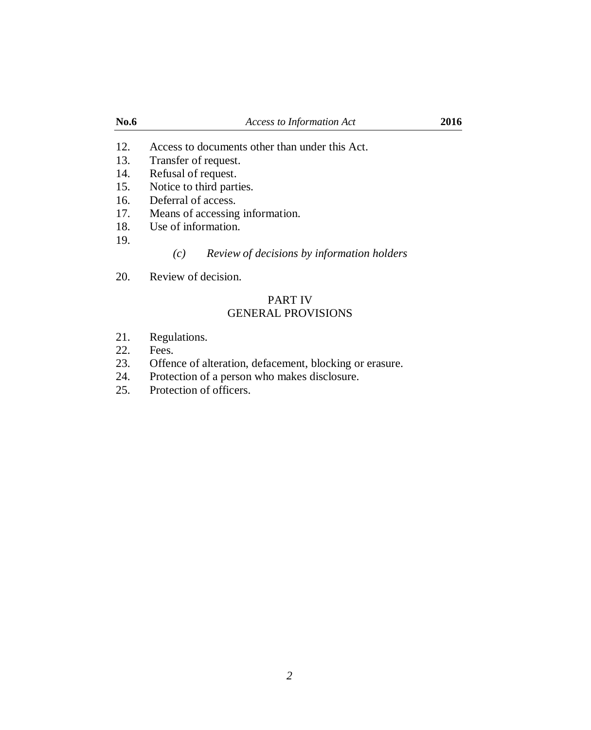12. Access to documents other than under this Act.
13. Transfer of request.
14. Refusal of request.
15. Notice to third parties.
16. Deferral of access.
17. Means of accessing information.
18. Use of information.
19.

*(c) Review of decisions by information holders*

20. Review of decision.

PART IV
GENERAL PROVISIONS

21. Regulations.
22. Fees.
23. Offence of alteration, defacement, blocking or erasure.
24. Protection of a person who makes disclosure.
25. Protection of officers.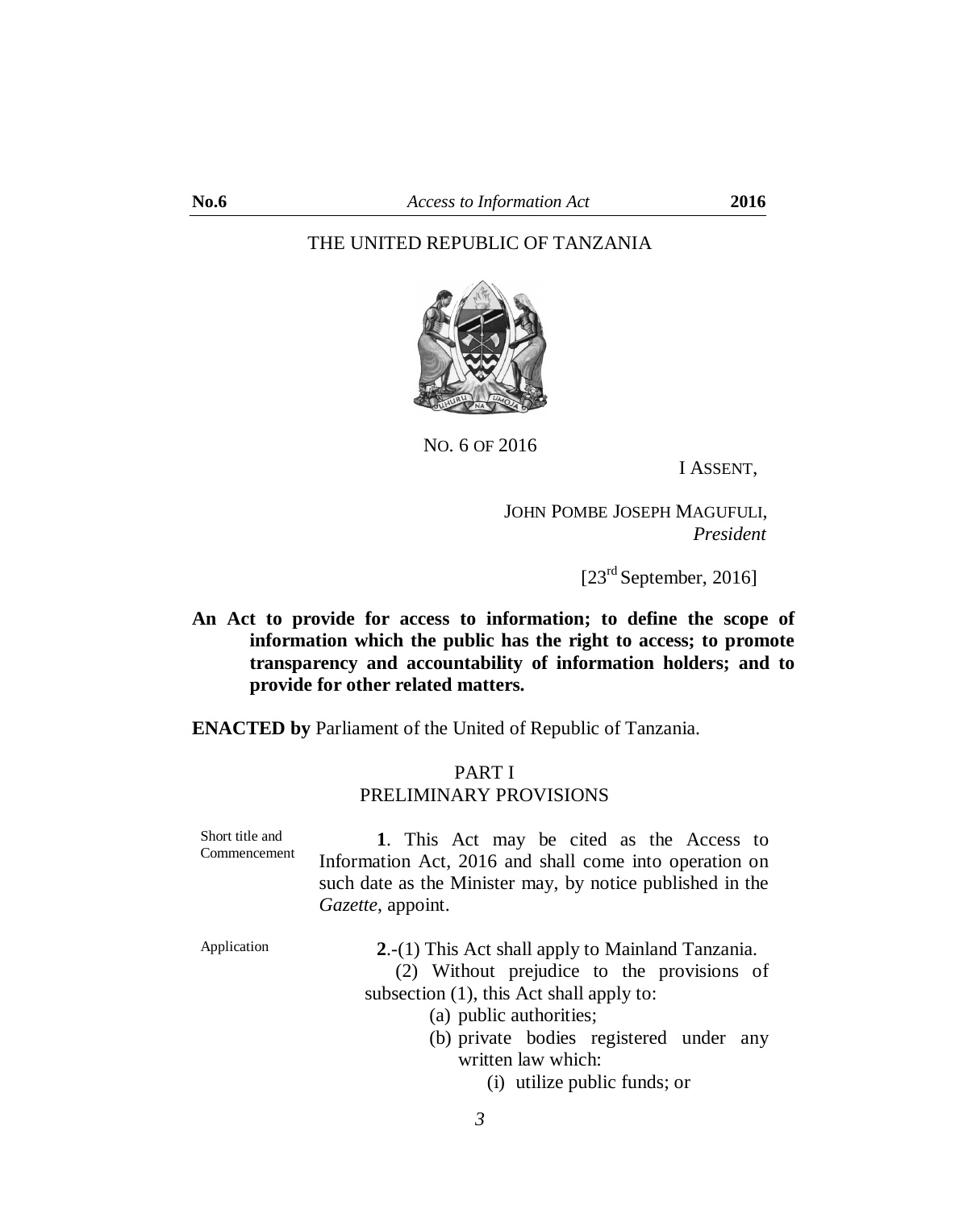THE UNITED REPUBLIC OF TANZANIA

NO. 6 OF 2016

I ASSENT,

JOHN POMBE JOSEPH MAGUFULI,
*President*

[23rd September, 2016]

**An Act to provide for access to information; to define the scope of information which the public has the right to access; to promote transparency and accountability of information holders; and to provide for other related matters.**

**ENACTED by** Parliament of the United of Republic of Tanzania.

## PART I
## PRELIMINARY PROVISIONS

Short title and Commencement

**1**. This Act may be cited as the Access to Information Act, 2016 and shall come into operation on such date as the Minister may, by notice published in the *Gazette*, appoint.

Application

**2**.-(1) This Act shall apply to Mainland Tanzania.

(2) Without prejudice to the provisions of subsection (1), this Act shall apply to:

- (a) public authorities;
- (b) private bodies registered under any written law which:
  - (i) utilize public funds; or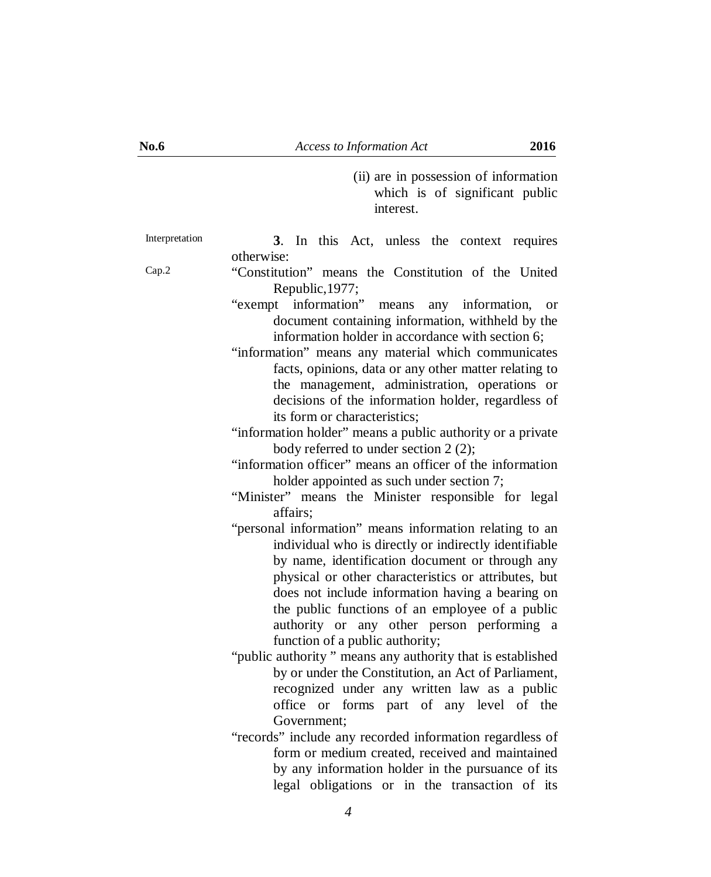(ii) are in possession of information which is of significant public interest.

Interpretation

**3**. In this Act, unless the context requires otherwise:

Cap.2

"Constitution" means the Constitution of the United Republic,1977;

"exempt information" means any information, or document containing information, withheld by the information holder in accordance with section 6;

"information" means any material which communicates facts, opinions, data or any other matter relating to the management, administration, operations or decisions of the information holder, regardless of its form or characteristics;

"information holder" means a public authority or a private body referred to under section 2 (2);

"information officer" means an officer of the information holder appointed as such under section 7;

"Minister" means the Minister responsible for legal affairs;

"personal information" means information relating to an individual who is directly or indirectly identifiable by name, identification document or through any physical or other characteristics or attributes, but does not include information having a bearing on the public functions of an employee of a public authority or any other person performing a function of a public authority;

"public authority " means any authority that is established by or under the Constitution, an Act of Parliament, recognized under any written law as a public office or forms part of any level of the Government;

"records" include any recorded information regardless of form or medium created, received and maintained by any information holder in the pursuance of its legal obligations or in the transaction of its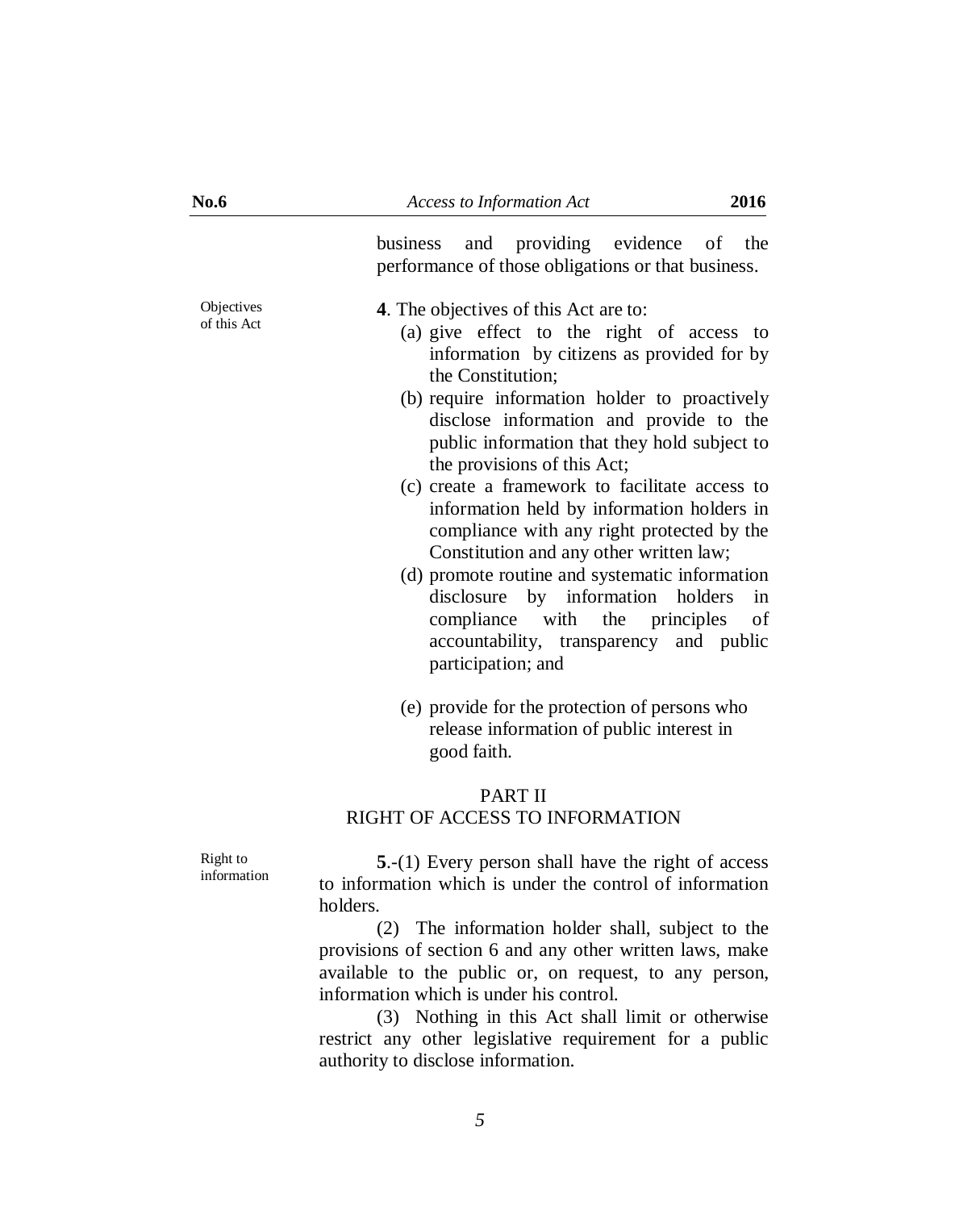business and providing evidence of the performance of those obligations or that business.

Objectives of this Act

**4**. The objectives of this Act are to:

(a) give effect to the right of access to information by citizens as provided for by the Constitution;

(b) require information holder to proactively disclose information and provide to the public information that they hold subject to the provisions of this Act;

(c) create a framework to facilitate access to information held by information holders in compliance with any right protected by the Constitution and any other written law;

(d) promote routine and systematic information disclosure by information holders in compliance with the principles of accountability, transparency and public participation; and

(e) provide for the protection of persons who release information of public interest in good faith.

## PART II
## RIGHT OF ACCESS TO INFORMATION

Right to information

**5**.-(1) Every person shall have the right of access to information which is under the control of information holders.

(2) The information holder shall, subject to the provisions of section 6 and any other written laws, make available to the public or, on request, to any person, information which is under his control.

(3) Nothing in this Act shall limit or otherwise restrict any other legislative requirement for a public authority to disclose information.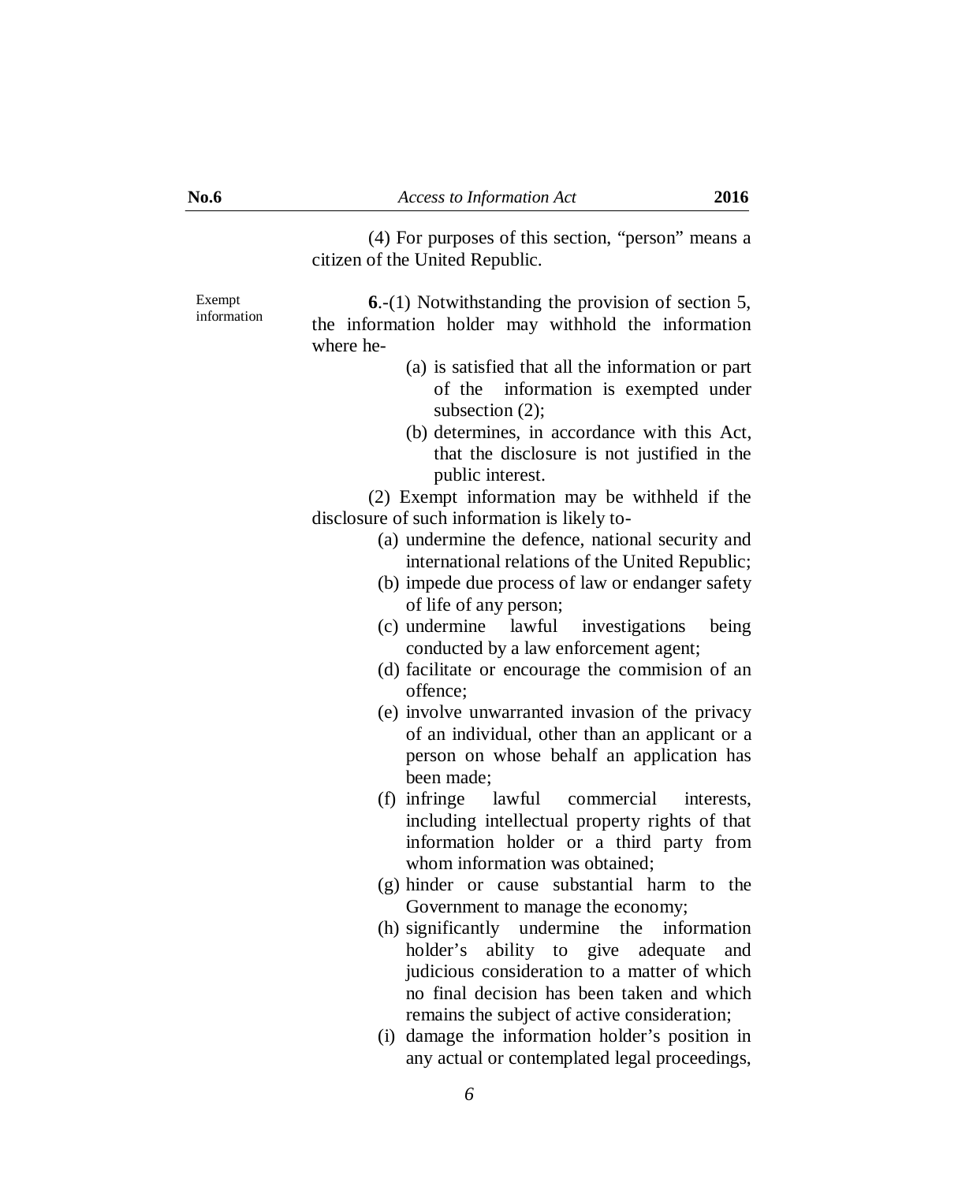(4) For purposes of this section, "person" means a citizen of the United Republic.

Exempt information

**6**.-(1) Notwithstanding the provision of section 5, the information holder may withhold the information where he-

(a) is satisfied that all the information or part of the information is exempted under subsection (2);

(b) determines, in accordance with this Act, that the disclosure is not justified in the public interest.

(2) Exempt information may be withheld if the disclosure of such information is likely to-

(a) undermine the defence, national security and international relations of the United Republic;

(b) impede due process of law or endanger safety of life of any person;

(c) undermine lawful investigations being conducted by a law enforcement agent;

(d) facilitate or encourage the commision of an offence;

(e) involve unwarranted invasion of the privacy of an individual, other than an applicant or a person on whose behalf an application has been made;

(f) infringe lawful commercial interests, including intellectual property rights of that information holder or a third party from whom information was obtained;

(g) hinder or cause substantial harm to the Government to manage the economy;

(h) significantly undermine the information holder's ability to give adequate and judicious consideration to a matter of which no final decision has been taken and which remains the subject of active consideration;

(i) damage the information holder's position in any actual or contemplated legal proceedings,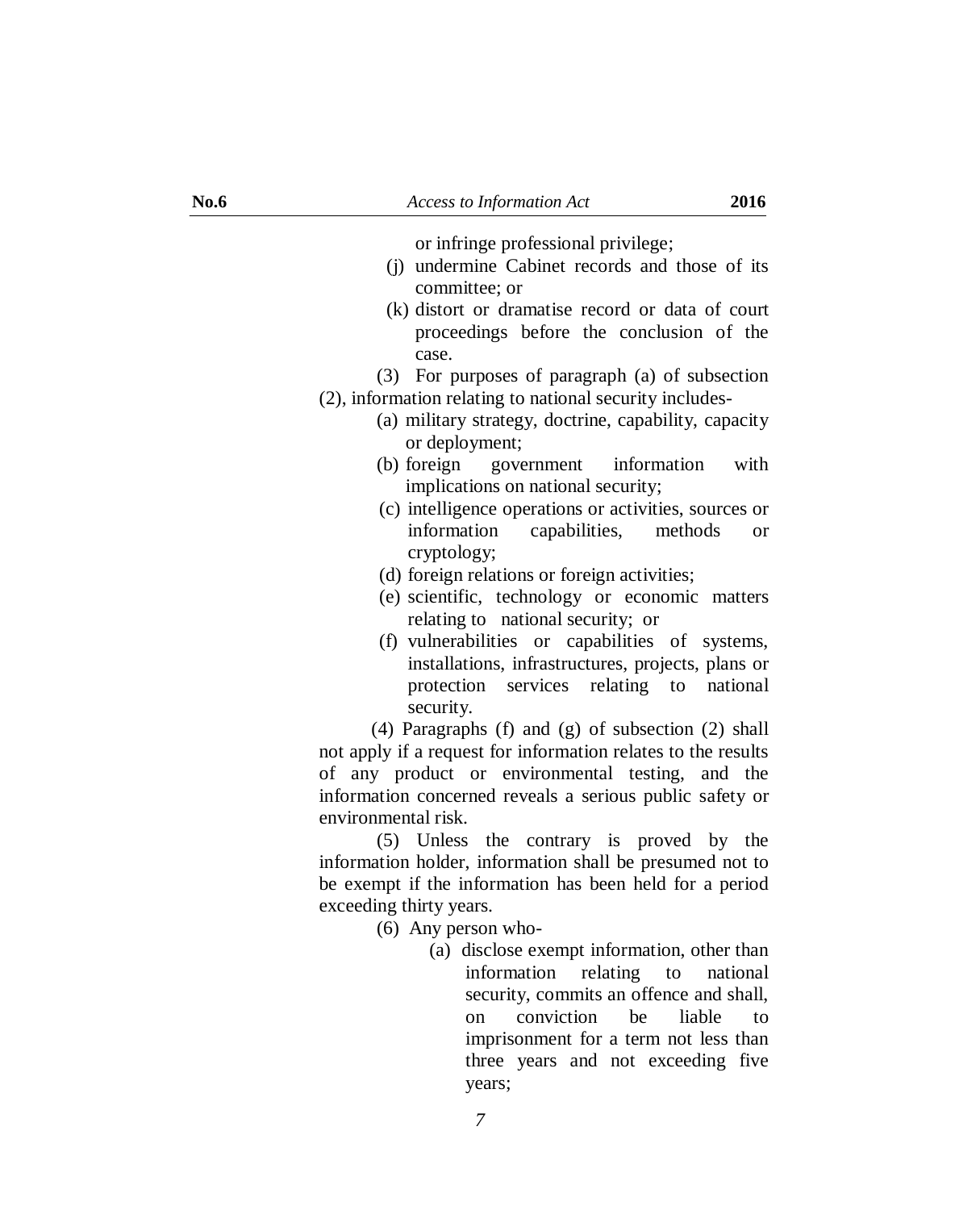or infringe professional privilege;

(j) undermine Cabinet records and those of its committee; or

(k) distort or dramatise record or data of court proceedings before the conclusion of the case.

(3) For purposes of paragraph (a) of subsection (2), information relating to national security includes-

(a) military strategy, doctrine, capability, capacity or deployment;

(b) foreign government information with implications on national security;

(c) intelligence operations or activities, sources or information capabilities, methods or cryptology;

(d) foreign relations or foreign activities;

(e) scientific, technology or economic matters relating to national security; or

(f) vulnerabilities or capabilities of systems, installations, infrastructures, projects, plans or protection services relating to national security.

(4) Paragraphs (f) and (g) of subsection (2) shall not apply if a request for information relates to the results of any product or environmental testing, and the information concerned reveals a serious public safety or environmental risk.

(5) Unless the contrary is proved by the information holder, information shall be presumed not to be exempt if the information has been held for a period exceeding thirty years.

(6) Any person who-

(a) disclose exempt information, other than information relating to national security, commits an offence and shall, on conviction be liable to imprisonment for a term not less than three years and not exceeding five years;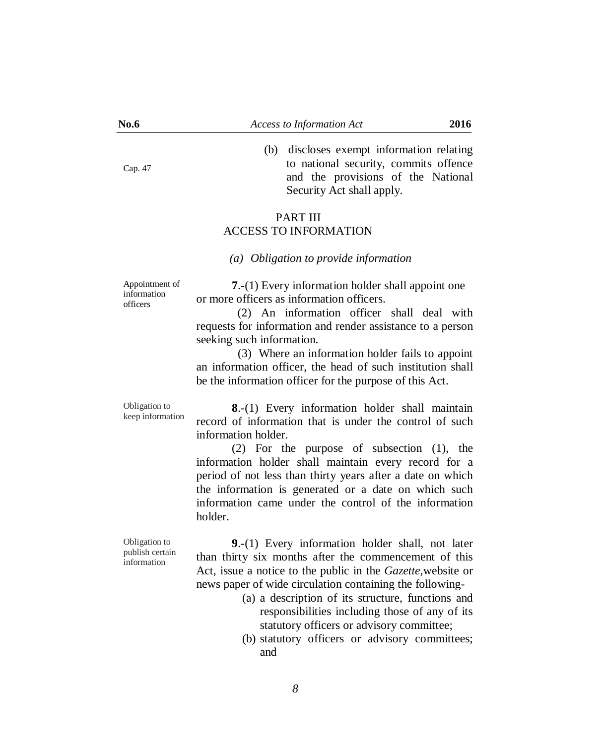Cap. 47

(b) discloses exempt information relating to national security, commits offence and the provisions of the National Security Act shall apply.

## PART III
## ACCESS TO INFORMATION

*(a) Obligation to provide information*

Appointment of information officers

**7**.-(1) Every information holder shall appoint one or more officers as information officers.

(2) An information officer shall deal with requests for information and render assistance to a person seeking such information.

(3) Where an information holder fails to appoint an information officer, the head of such institution shall be the information officer for the purpose of this Act.

Obligation to keep information

**8**.-(1) Every information holder shall maintain record of information that is under the control of such information holder.

(2) For the purpose of subsection (1), the information holder shall maintain every record for a period of not less than thirty years after a date on which the information is generated or a date on which such information came under the control of the information holder.

Obligation to publish certain information

**9**.-(1) Every information holder shall, not later than thirty six months after the commencement of this Act, issue a notice to the public in the *Gazette*,website or news paper of wide circulation containing the following-

(a) a description of its structure, functions and responsibilities including those of any of its statutory officers or advisory committee;

(b) statutory officers or advisory committees; and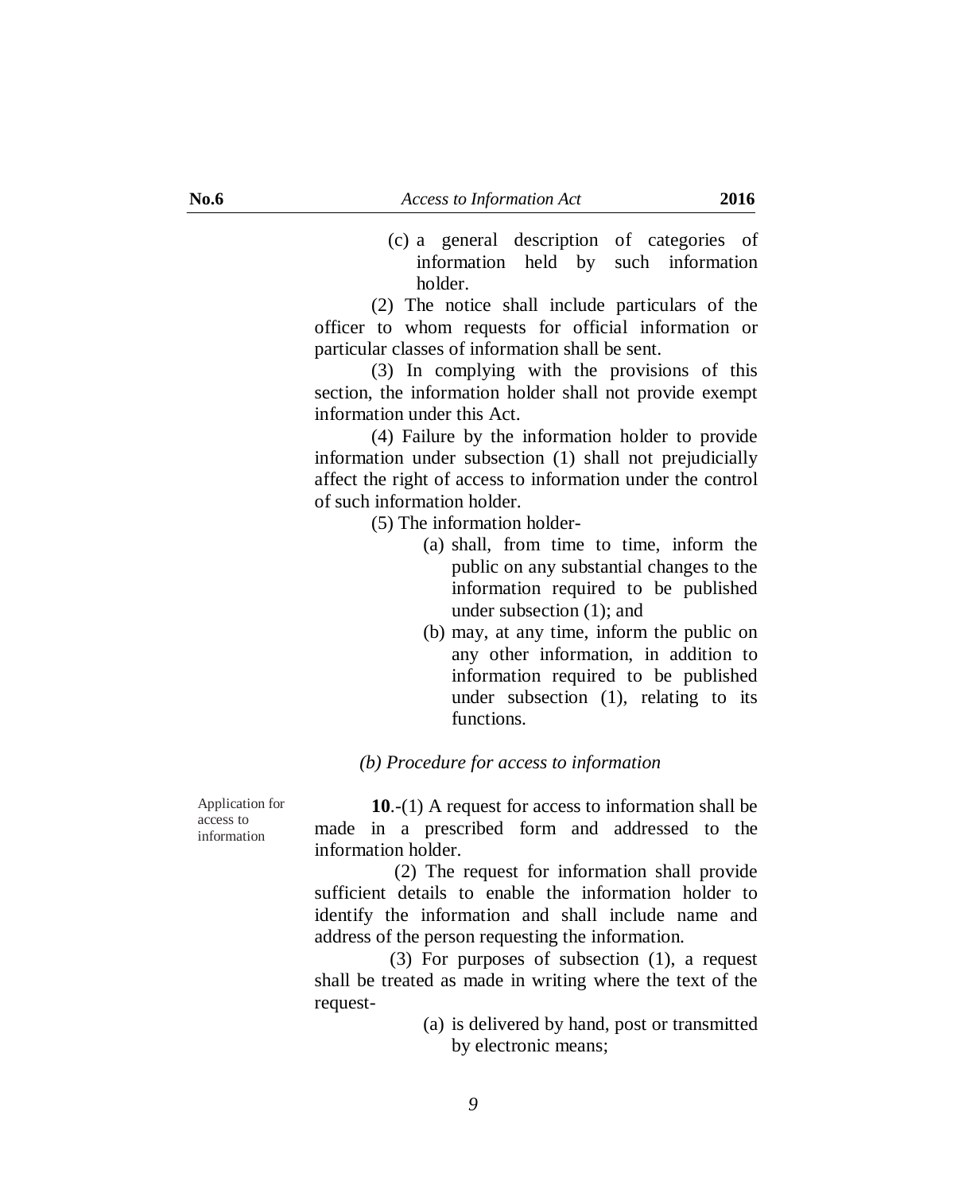(c) a general description of categories of information held by such information holder.

(2) The notice shall include particulars of the officer to whom requests for official information or particular classes of information shall be sent.

(3) In complying with the provisions of this section, the information holder shall not provide exempt information under this Act.

(4) Failure by the information holder to provide information under subsection (1) shall not prejudicially affect the right of access to information under the control of such information holder.

(5) The information holder-

(a) shall, from time to time, inform the public on any substantial changes to the information required to be published under subsection (1); and

(b) may, at any time, inform the public on any other information, in addition to information required to be published under subsection (1), relating to its functions.

*(b) Procedure for access to information*

Application for access to information

**10**.-(1) A request for access to information shall be made in a prescribed form and addressed to the information holder.

(2) The request for information shall provide sufficient details to enable the information holder to identify the information and shall include name and address of the person requesting the information.

(3) For purposes of subsection (1), a request shall be treated as made in writing where the text of the request-

(a) is delivered by hand, post or transmitted by electronic means;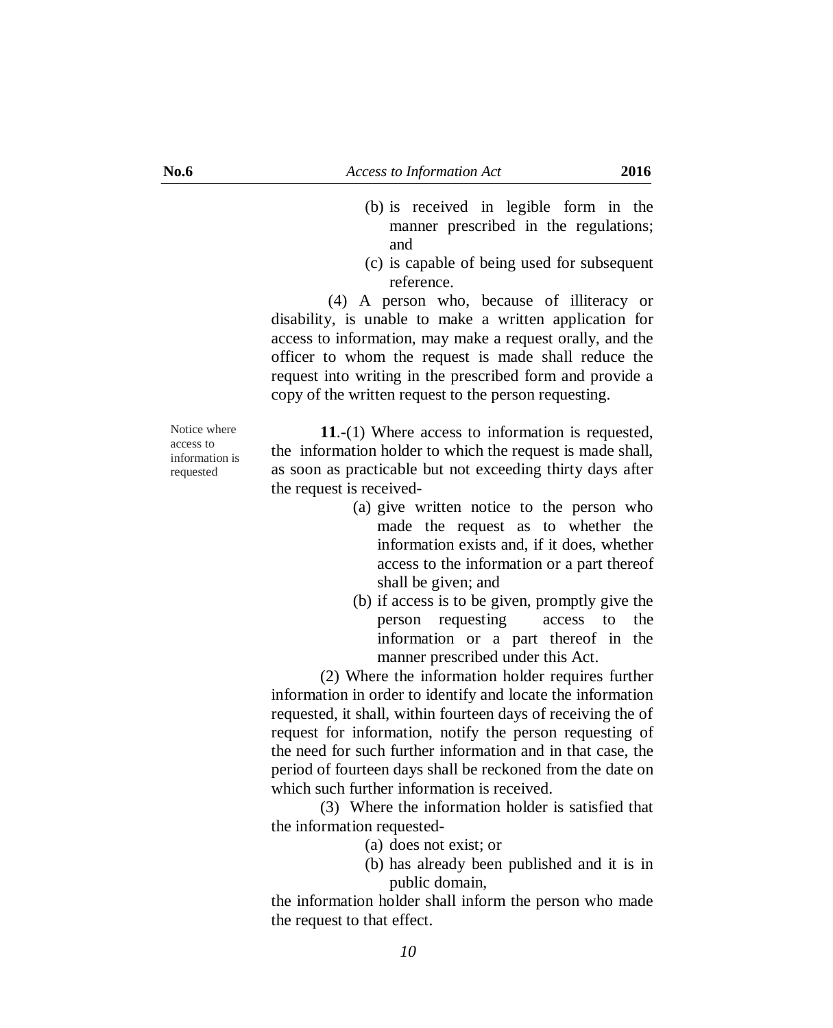(b) is received in legible form in the manner prescribed in the regulations; and

(c) is capable of being used for subsequent reference.

(4) A person who, because of illiteracy or disability, is unable to make a written application for access to information, may make a request orally, and the officer to whom the request is made shall reduce the request into writing in the prescribed form and provide a copy of the written request to the person requesting.

Notice where access to information is requested

**11**.-(1) Where access to information is requested, the information holder to which the request is made shall, as soon as practicable but not exceeding thirty days after the request is received-

(a) give written notice to the person who made the request as to whether the information exists and, if it does, whether access to the information or a part thereof shall be given; and

(b) if access is to be given, promptly give the person requesting access to the information or a part thereof in the manner prescribed under this Act.

(2) Where the information holder requires further information in order to identify and locate the information requested, it shall, within fourteen days of receiving the of request for information, notify the person requesting of the need for such further information and in that case, the period of fourteen days shall be reckoned from the date on which such further information is received.

(3) Where the information holder is satisfied that the information requested-

(a) does not exist; or

(b) has already been published and it is in public domain,

the information holder shall inform the person who made the request to that effect.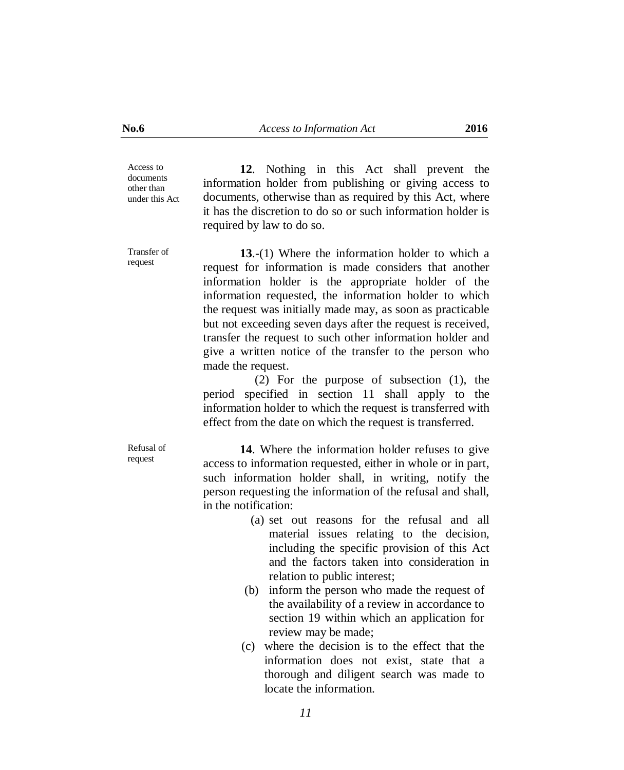**Access to documents other than under this Act**

**12**. Nothing in this Act shall prevent the information holder from publishing or giving access to documents, otherwise than as required by this Act, where it has the discretion to do so or such information holder is required by law to do so.

**Transfer of request**

**13**.-(1) Where the information holder to which a request for information is made considers that another information holder is the appropriate holder of the information requested, the information holder to which the request was initially made may, as soon as practicable but not exceeding seven days after the request is received, transfer the request to such other information holder and give a written notice of the transfer to the person who made the request.

(2) For the purpose of subsection (1), the period specified in section 11 shall apply to the information holder to which the request is transferred with effect from the date on which the request is transferred.

**Refusal of request**

**14**. Where the information holder refuses to give access to information requested, either in whole or in part, such information holder shall, in writing, notify the person requesting the information of the refusal and shall, in the notification:

(a) set out reasons for the refusal and all material issues relating to the decision, including the specific provision of this Act and the factors taken into consideration in relation to public interest;

(b) inform the person who made the request of the availability of a review in accordance to section 19 within which an application for review may be made;

(c) where the decision is to the effect that the information does not exist, state that a thorough and diligent search was made to locate the information.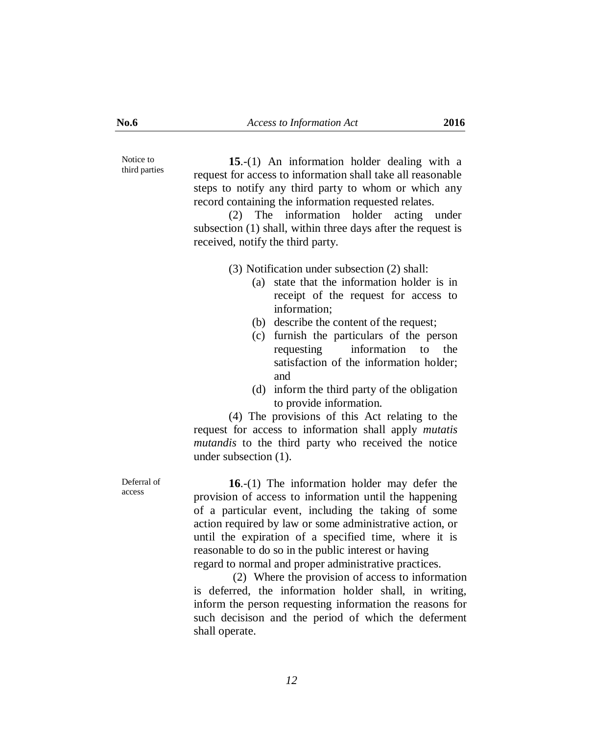Notice to third parties

**15**.-(1) An information holder dealing with a request for access to information shall take all reasonable steps to notify any third party to whom or which any record containing the information requested relates.

(2) The information holder acting under subsection (1) shall, within three days after the request is received, notify the third party.

(3) Notification under subsection (2) shall:

(a) state that the information holder is in receipt of the request for access to information;

(b) describe the content of the request;

(c) furnish the particulars of the person requesting information to the satisfaction of the information holder; and

(d) inform the third party of the obligation to provide information.

(4) The provisions of this Act relating to the request for access to information shall apply *mutatis mutandis* to the third party who received the notice under subsection (1).

Deferral of access

**16**.-(1) The information holder may defer the provision of access to information until the happening of a particular event, including the taking of some action required by law or some administrative action, or until the expiration of a specified time, where it is reasonable to do so in the public interest or having regard to normal and proper administrative practices.

(2) Where the provision of access to information is deferred, the information holder shall, in writing, inform the person requesting information the reasons for such decisison and the period of which the deferment shall operate.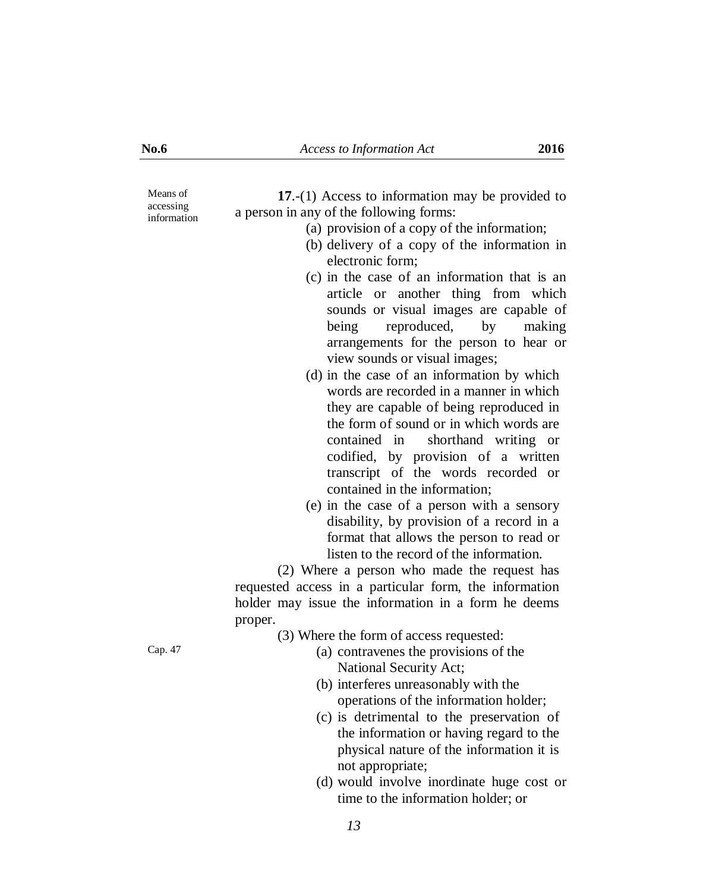Means of accessing information

**17**.-(1) Access to information may be provided to a person in any of the following forms:

(a) provision of a copy of the information;

(b) delivery of a copy of the information in electronic form;

(c) in the case of an information that is an article or another thing from which sounds or visual images are capable of being reproduced, by making arrangements for the person to hear or view sounds or visual images;

(d) in the case of an information by which words are recorded in a manner in which they are capable of being reproduced in the form of sound or in which words are contained in shorthand writing or codified, by provision of a written transcript of the words recorded or contained in the information;

(e) in the case of a person with a sensory disability, by provision of a record in a format that allows the person to read or listen to the record of the information.

(2) Where a person who made the request has requested access in a particular form, the information holder may issue the information in a form he deems proper.

(3) Where the form of access requested:

Cap. 47

(a) contravenes the provisions of the National Security Act;

(b) interferes unreasonably with the operations of the information holder;

(c) is detrimental to the preservation of the information or having regard to the physical nature of the information it is not appropriate;

(d) would involve inordinate huge cost or time to the information holder; or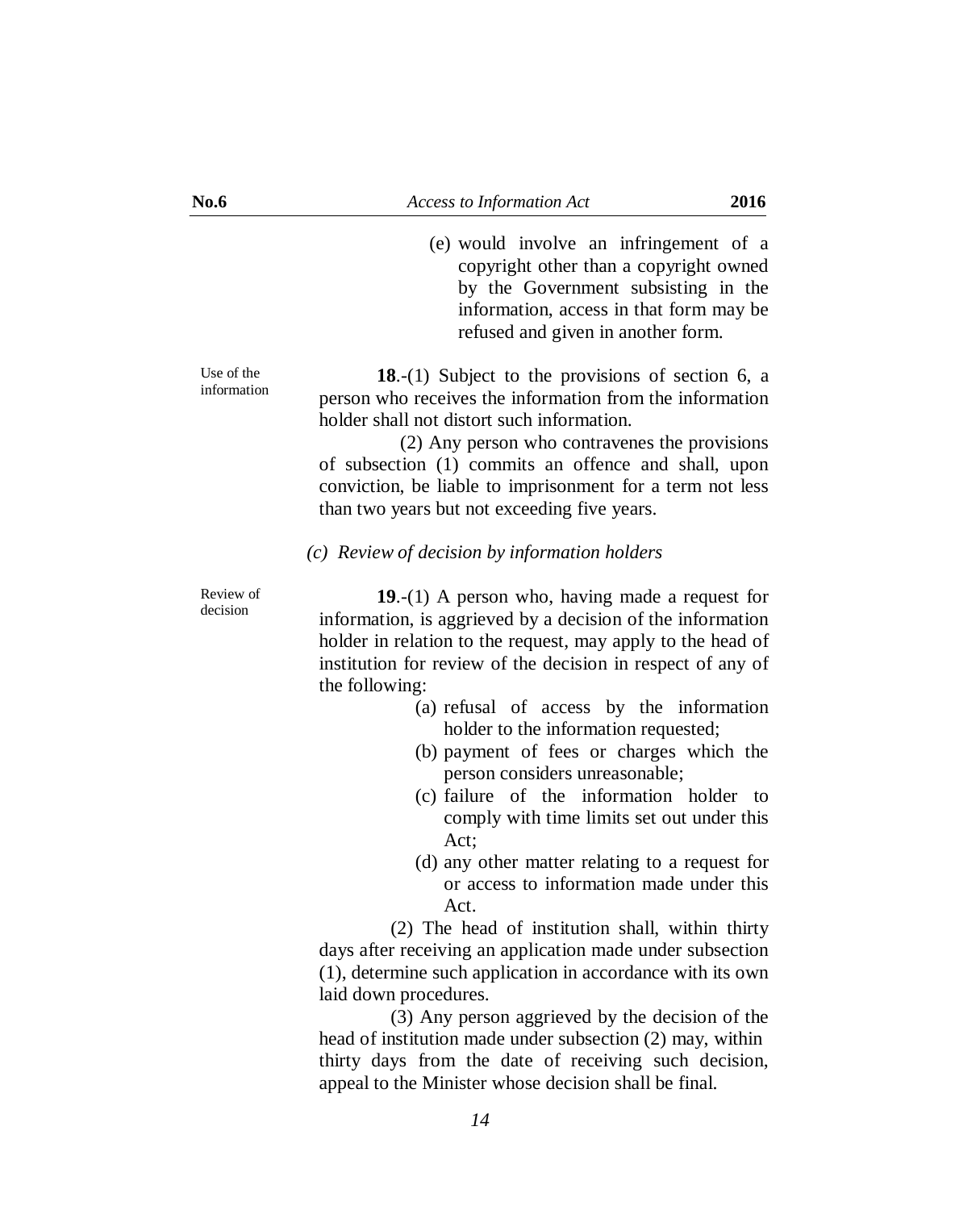(e) would involve an infringement of a copyright other than a copyright owned by the Government subsisting in the information, access in that form may be refused and given in another form.

Use of the information

**18**.-(1) Subject to the provisions of section 6, a person who receives the information from the information holder shall not distort such information.

(2) Any person who contravenes the provisions of subsection (1) commits an offence and shall, upon conviction, be liable to imprisonment for a term not less than two years but not exceeding five years.

*(c) Review of decision by information holders*

Review of decision

**19**.-(1) A person who, having made a request for information, is aggrieved by a decision of the information holder in relation to the request, may apply to the head of institution for review of the decision in respect of any of the following:

(a) refusal of access by the information holder to the information requested;

(b) payment of fees or charges which the person considers unreasonable;

(c) failure of the information holder to comply with time limits set out under this Act;

(d) any other matter relating to a request for or access to information made under this Act.

(2) The head of institution shall, within thirty days after receiving an application made under subsection (1), determine such application in accordance with its own laid down procedures.

(3) Any person aggrieved by the decision of the head of institution made under subsection (2) may, within thirty days from the date of receiving such decision, appeal to the Minister whose decision shall be final.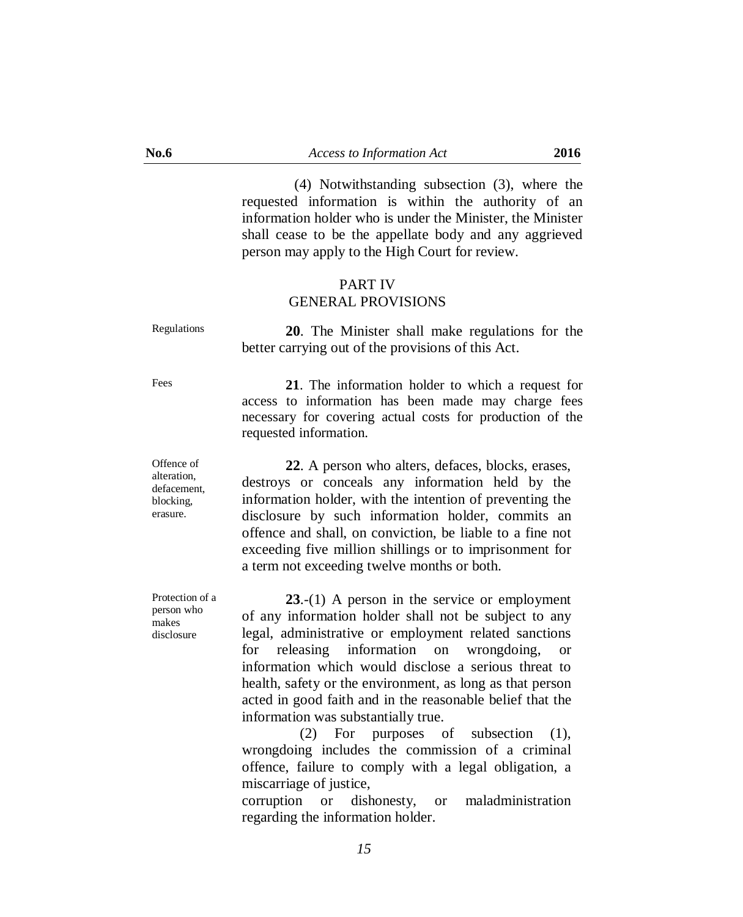(4) Notwithstanding subsection (3), where the requested information is within the authority of an information holder who is under the Minister, the Minister shall cease to be the appellate body and any aggrieved person may apply to the High Court for review.

## PART IV
## GENERAL PROVISIONS

Regulations

**20**. The Minister shall make regulations for the better carrying out of the provisions of this Act.

Fees

**21**. The information holder to which a request for access to information has been made may charge fees necessary for covering actual costs for production of the requested information.

Offence of alteration, defacement, blocking, erasure.

**22**. A person who alters, defaces, blocks, erases, destroys or conceals any information held by the information holder, with the intention of preventing the disclosure by such information holder, commits an offence and shall, on conviction, be liable to a fine not exceeding five million shillings or to imprisonment for a term not exceeding twelve months or both.

Protection of a person who makes disclosure

**23**.-(1) A person in the service or employment of any information holder shall not be subject to any legal, administrative or employment related sanctions for releasing information on wrongdoing, or information which would disclose a serious threat to health, safety or the environment, as long as that person acted in good faith and in the reasonable belief that the information was substantially true.

(2) For purposes of subsection (1), wrongdoing includes the commission of a criminal offence, failure to comply with a legal obligation, a miscarriage of justice, corruption or dishonesty, or maladministration regarding the information holder.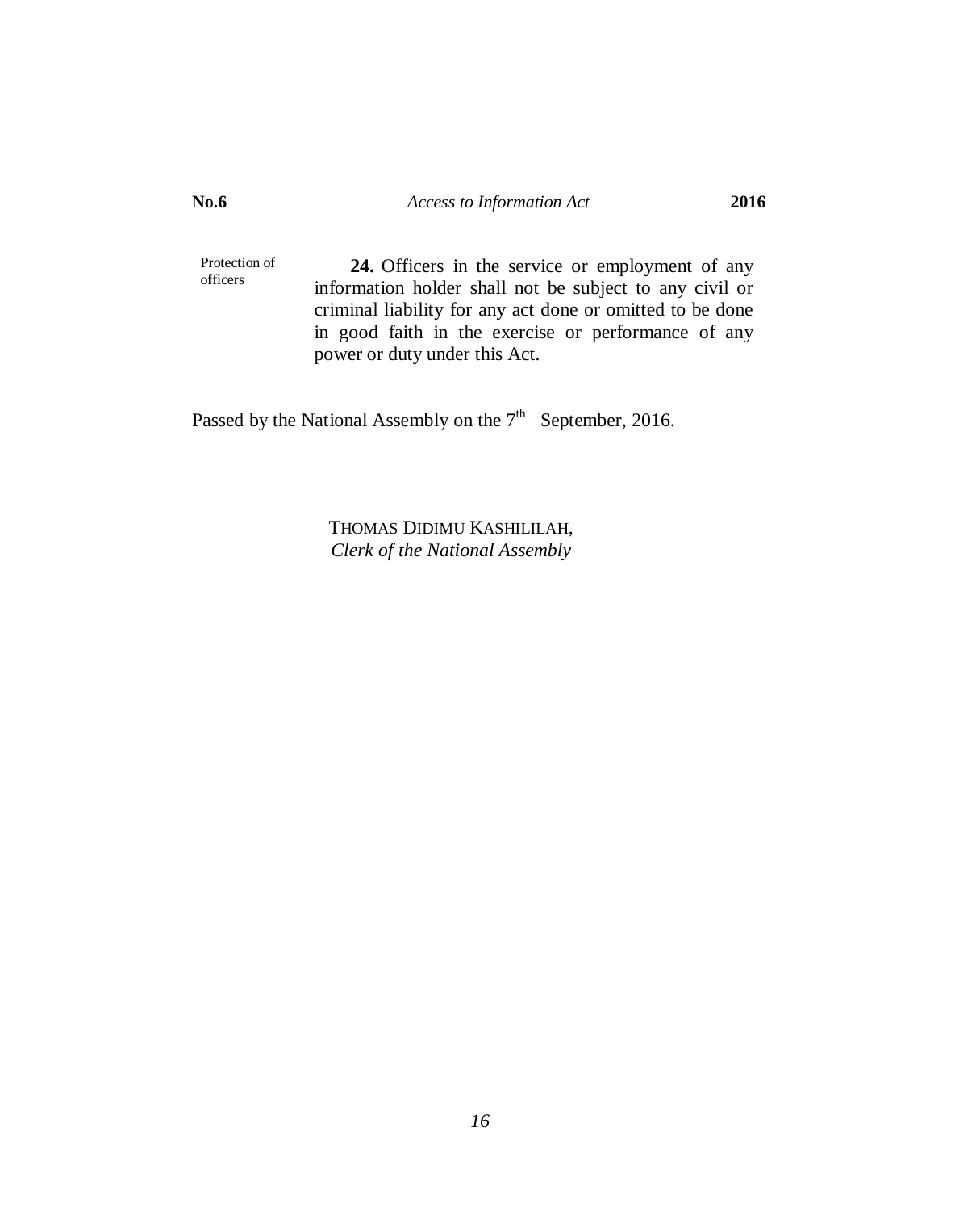Protection of officers

**24.** Officers in the service or employment of any information holder shall not be subject to any civil or criminal liability for any act done or omitted to be done in good faith in the exercise or performance of any power or duty under this Act.

Passed by the National Assembly on the 7th September, 2016.

THOMAS DIDIMU KASHILILAH,
*Clerk of the National Assembly*